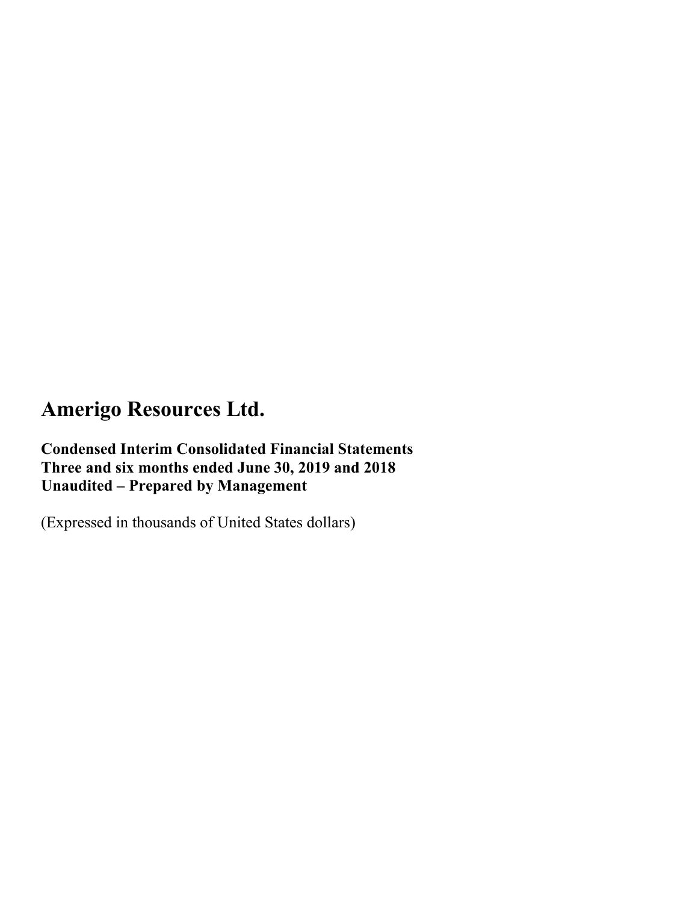# Amerigo Resources Ltd.

**Condensed Interim Consolidated Financial Statements**
**Three and six months ended June 30, 2019 and 2018**
**Unaudited – Prepared by Management**

(Expressed in thousands of United States dollars)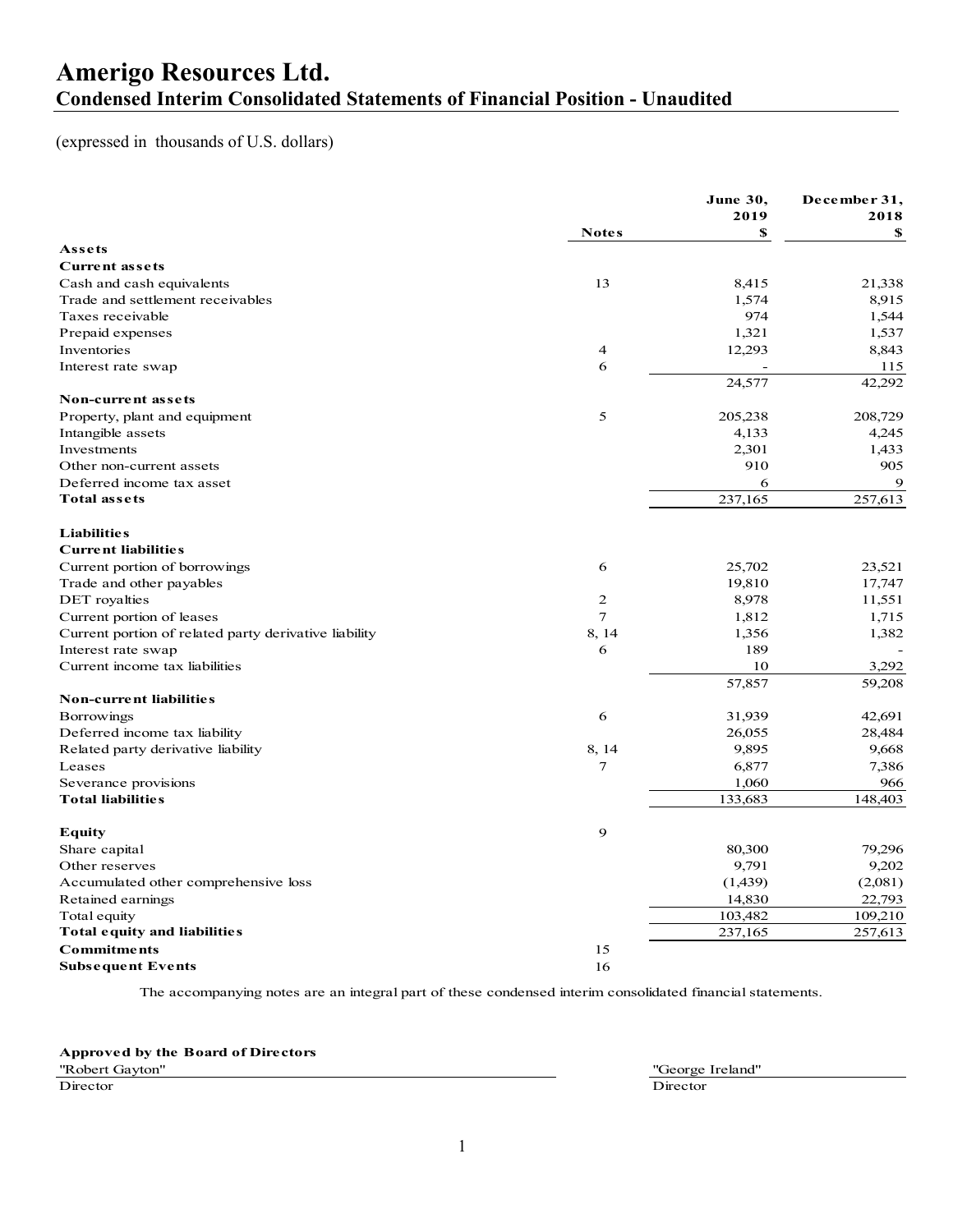# Amerigo Resources Ltd.

## Condensed Interim Consolidated Statements of Financial Position - Unaudited

(expressed in thousands of U.S. dollars)

| | Notes | June 30, 2019 $ | December 31, 2018 $ |
|---|---|---|---|
| **Assets** | | | |
| **Current assets** | | | |
| Cash and cash equivalents | 13 | 8,415 | 21,338 |
| Trade and settlement receivables | | 1,574 | 8,915 |
| Taxes receivable | | 974 | 1,544 |
| Prepaid expenses | | 1,321 | 1,537 |
| Inventories | 4 | 12,293 | 8,843 |
| Interest rate swap | 6 | - | 115 |
| | | 24,577 | 42,292 |
| **Non-current assets** | | | |
| Property, plant and equipment | 5 | 205,238 | 208,729 |
| Intangible assets | | 4,133 | 4,245 |
| Investments | | 2,301 | 1,433 |
| Other non-current assets | | 910 | 905 |
| Deferred income tax asset | | 6 | 9 |
| **Total assets** | | 237,165 | 257,613 |
| | | | |
| **Liabilities** | | | |
| **Current liabilities** | | | |
| Current portion of borrowings | 6 | 25,702 | 23,521 |
| Trade and other payables | | 19,810 | 17,747 |
| DET royalties | 2 | 8,978 | 11,551 |
| Current portion of leases | 7 | 1,812 | 1,715 |
| Current portion of related party derivative liability | 8, 14 | 1,356 | 1,382 |
| Interest rate swap | 6 | 189 | - |
| Current income tax liabilities | | 10 | 3,292 |
| | | 57,857 | 59,208 |
| **Non-current liabilities** | | | |
| Borrowings | 6 | 31,939 | 42,691 |
| Deferred income tax liability | | 26,055 | 28,484 |
| Related party derivative liability | 8, 14 | 9,895 | 9,668 |
| Leases | 7 | 6,877 | 7,386 |
| Severance provisions | | 1,060 | 966 |
| **Total liabilities** | | 133,683 | 148,403 |
| | | | |
| **Equity** | 9 | | |
| Share capital | | 80,300 | 79,296 |
| Other reserves | | 9,791 | 9,202 |
| Accumulated other comprehensive loss | | (1,439) | (2,081) |
| Retained earnings | | 14,830 | 22,793 |
| Total equity | | 103,482 | 109,210 |
| **Total equity and liabilities** | | 237,165 | 257,613 |
| **Commitments** | 15 | | |
| **Subsequent Events** | 16 | | |

The accompanying notes are an integral part of these condensed interim consolidated financial statements.

**Approved by the Board of Directors**

"Robert Gayton"
Director

"George Ireland"
Director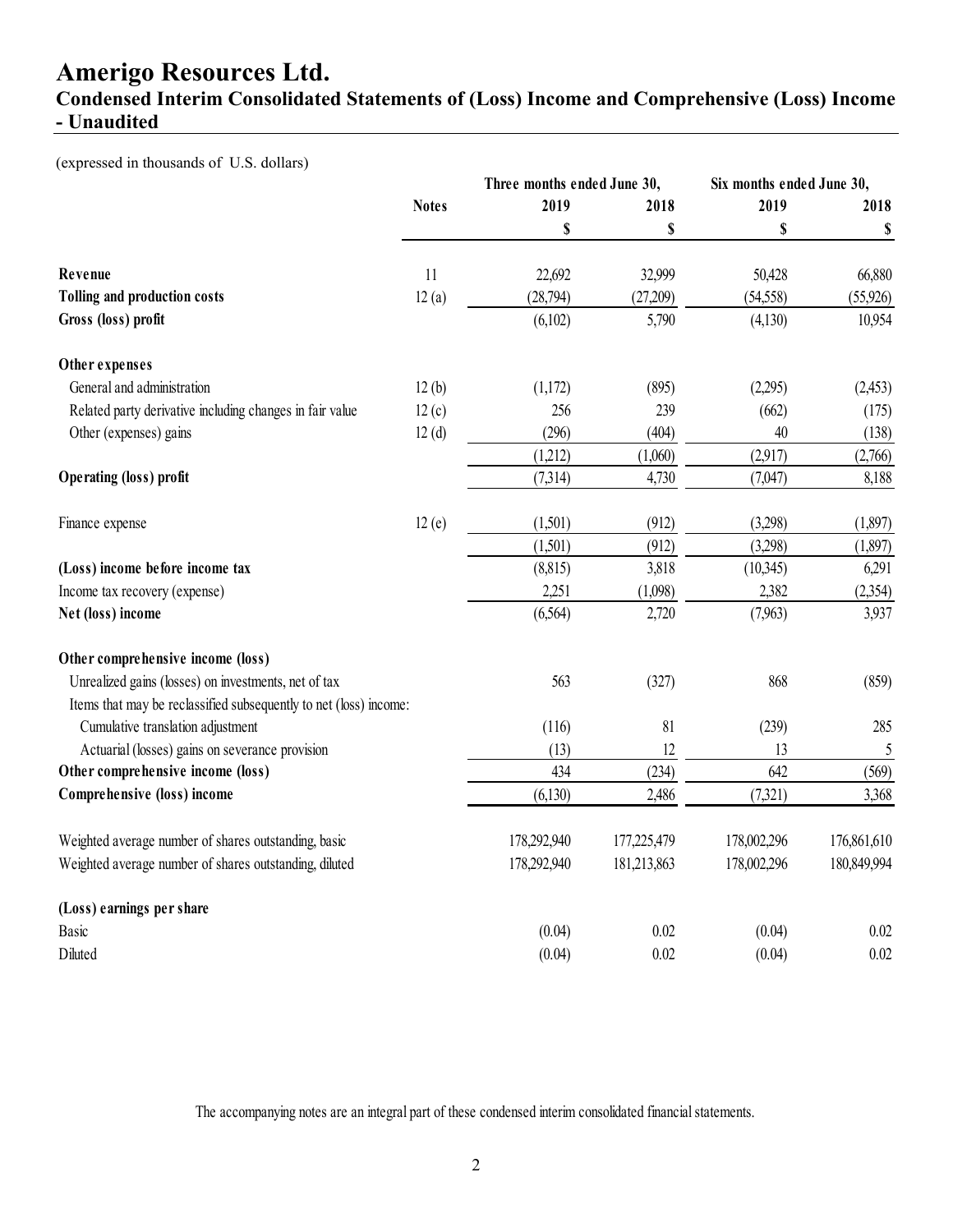# Amerigo Resources Ltd.

## Condensed Interim Consolidated Statements of (Loss) Income and Comprehensive (Loss) Income - Unaudited

(expressed in thousands of U.S. dollars)

| | Notes | Three months ended June 30, 2019 | Three months ended June 30, 2018 | Six months ended June 30, 2019 | Six months ended June 30, 2018 |
|---|---|---|---|---|---|
| | | $ | $ | $ | $ |
| **Revenue** | 11 | 22,692 | 32,999 | 50,428 | 66,880 |
| **Tolling and production costs** | 12 (a) | (28,794) | (27,209) | (54,558) | (55,926) |
| **Gross (loss) profit** | | (6,102) | 5,790 | (4,130) | 10,954 |
| **Other expenses** | | | | | |
| General and administration | 12 (b) | (1,172) | (895) | (2,295) | (2,453) |
| Related party derivative including changes in fair value | 12 (c) | 256 | 239 | (662) | (175) |
| Other (expenses) gains | 12 (d) | (296) | (404) | 40 | (138) |
| | | (1,212) | (1,060) | (2,917) | (2,766) |
| **Operating (loss) profit** | | (7,314) | 4,730 | (7,047) | 8,188 |
| Finance expense | 12 (e) | (1,501) | (912) | (3,298) | (1,897) |
| | | (1,501) | (912) | (3,298) | (1,897) |
| **(Loss) income before income tax** | | (8,815) | 3,818 | (10,345) | 6,291 |
| Income tax recovery (expense) | | 2,251 | (1,098) | 2,382 | (2,354) |
| **Net (loss) income** | | (6,564) | 2,720 | (7,963) | 3,937 |
| **Other comprehensive income (loss)** | | | | | |
| Unrealized gains (losses) on investments, net of tax | | 563 | (327) | 868 | (859) |
| Items that may be reclassified subsequently to net (loss) income: | | | | | |
| Cumulative translation adjustment | | (116) | 81 | (239) | 285 |
| Actuarial (losses) gains on severance provision | | (13) | 12 | 13 | 5 |
| **Other comprehensive income (loss)** | | 434 | (234) | 642 | (569) |
| **Comprehensive (loss) income** | | (6,130) | 2,486 | (7,321) | 3,368 |
| Weighted average number of shares outstanding, basic | | 178,292,940 | 177,225,479 | 178,002,296 | 176,861,610 |
| Weighted average number of shares outstanding, diluted | | 178,292,940 | 181,213,863 | 178,002,296 | 180,849,994 |
| **(Loss) earnings per share** | | | | | |
| Basic | | (0.04) | 0.02 | (0.04) | 0.02 |
| Diluted | | (0.04) | 0.02 | (0.04) | 0.02 |

The accompanying notes are an integral part of these condensed interim consolidated financial statements.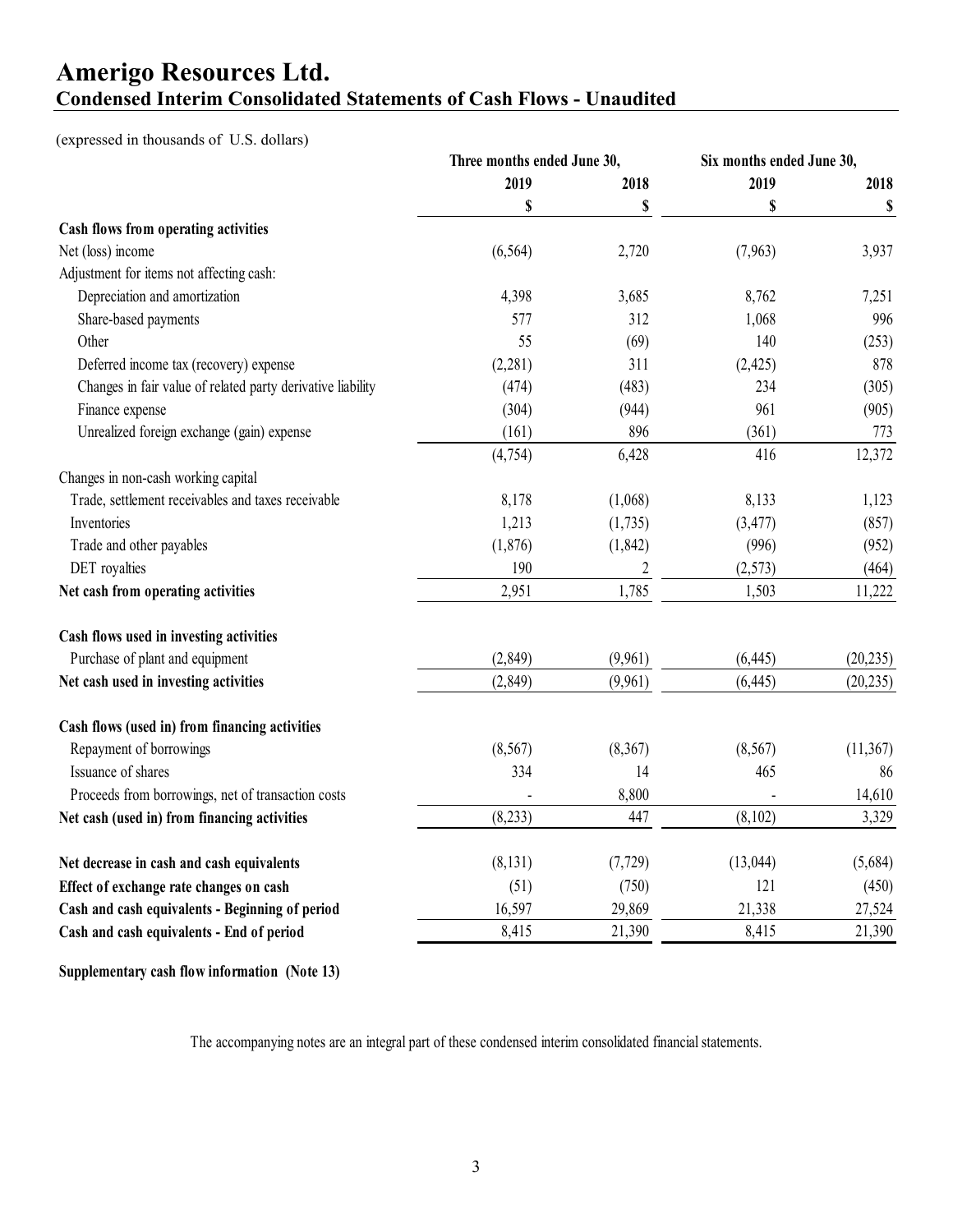# Amerigo Resources Ltd.

## Condensed Interim Consolidated Statements of Cash Flows - Unaudited

(expressed in thousands of U.S. dollars)

| | Three months ended June 30, | | Six months ended June 30, | |
|---|---|---|---|---|
| | 2019 | 2018 | 2019 | 2018 |
| | $ | $ | $ | $ |
| **Cash flows from operating activities** | | | | |
| Net (loss) income | (6,564) | 2,720 | (7,963) | 3,937 |
| Adjustment for items not affecting cash: | | | | |
| Depreciation and amortization | 4,398 | 3,685 | 8,762 | 7,251 |
| Share-based payments | 577 | 312 | 1,068 | 996 |
| Other | 55 | (69) | 140 | (253) |
| Deferred income tax (recovery) expense | (2,281) | 311 | (2,425) | 878 |
| Changes in fair value of related party derivative liability | (474) | (483) | 234 | (305) |
| Finance expense | (304) | (944) | 961 | (905) |
| Unrealized foreign exchange (gain) expense | (161) | 896 | (361) | 773 |
| | (4,754) | 6,428 | 416 | 12,372 |
| Changes in non-cash working capital | | | | |
| Trade, settlement receivables and taxes receivable | 8,178 | (1,068) | 8,133 | 1,123 |
| Inventories | 1,213 | (1,735) | (3,477) | (857) |
| Trade and other payables | (1,876) | (1,842) | (996) | (952) |
| DET royalties | 190 | 2 | (2,573) | (464) |
| **Net cash from operating activities** | 2,951 | 1,785 | 1,503 | 11,222 |
| **Cash flows used in investing activities** | | | | |
| Purchase of plant and equipment | (2,849) | (9,961) | (6,445) | (20,235) |
| **Net cash used in investing activities** | (2,849) | (9,961) | (6,445) | (20,235) |
| **Cash flows (used in) from financing activities** | | | | |
| Repayment of borrowings | (8,567) | (8,367) | (8,567) | (11,367) |
| Issuance of shares | 334 | 14 | 465 | 86 |
| Proceeds from borrowings, net of transaction costs | - | 8,800 | - | 14,610 |
| **Net cash (used in) from financing activities** | (8,233) | 447 | (8,102) | 3,329 |
| **Net decrease in cash and cash equivalents** | (8,131) | (7,729) | (13,044) | (5,684) |
| **Effect of exchange rate changes on cash** | (51) | (750) | 121 | (450) |
| **Cash and cash equivalents - Beginning of period** | 16,597 | 29,869 | 21,338 | 27,524 |
| **Cash and cash equivalents - End of period** | 8,415 | 21,390 | 8,415 | 21,390 |

**Supplementary cash flow information (Note 13)**

The accompanying notes are an integral part of these condensed interim consolidated financial statements.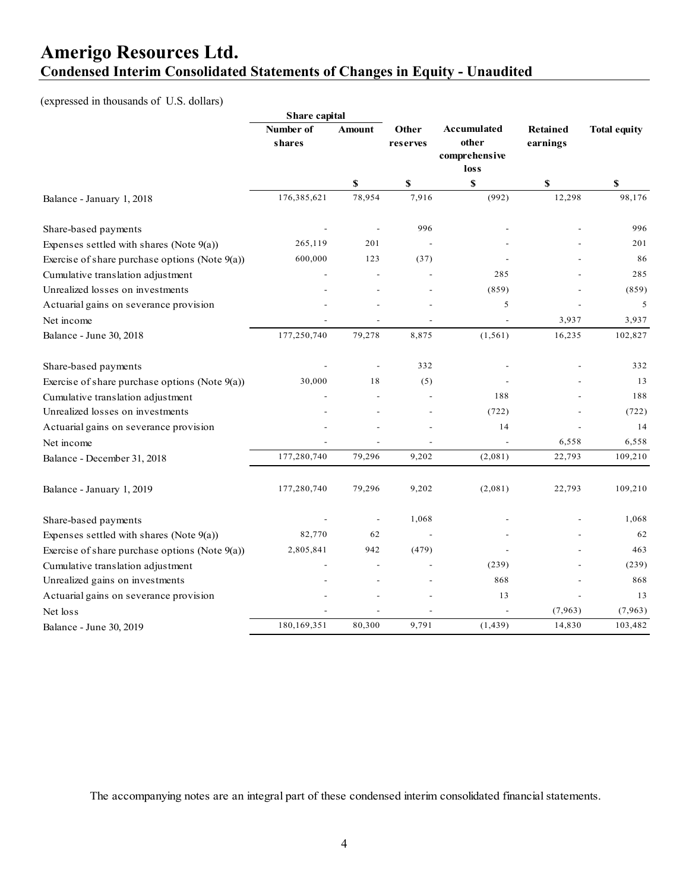# Amerigo Resources Ltd.

## Condensed Interim Consolidated Statements of Changes in Equity - Unaudited

(expressed in thousands of U.S. dollars)

| | Share capital | | | | | |
|---|---|---|---|---|---|---|
| | Number of shares | Amount | Other reserves | Accumulated other comprehensive loss | Retained earnings | Total equity |
| | | $ | $ | $ | $ | $ |
| Balance - January 1, 2018 | 176,385,621 | 78,954 | 7,916 | (992) | 12,298 | 98,176 |
| Share-based payments | - | - | 996 | - | - | 996 |
| Expenses settled with shares (Note 9(a)) | 265,119 | 201 | - | - | - | 201 |
| Exercise of share purchase options (Note 9(a)) | 600,000 | 123 | (37) | - | - | 86 |
| Cumulative translation adjustment | - | - | - | 285 | - | 285 |
| Unrealized losses on investments | - | - | - | (859) | - | (859) |
| Actuarial gains on severance provision | - | - | - | 5 | - | 5 |
| Net income | - | - | - | - | 3,937 | 3,937 |
| Balance - June 30, 2018 | 177,250,740 | 79,278 | 8,875 | (1,561) | 16,235 | 102,827 |
| Share-based payments | - | - | 332 | - | - | 332 |
| Exercise of share purchase options (Note 9(a)) | 30,000 | 18 | (5) | - | - | 13 |
| Cumulative translation adjustment | - | - | - | 188 | - | 188 |
| Unrealized losses on investments | - | - | - | (722) | - | (722) |
| Actuarial gains on severance provision | - | - | - | 14 | - | 14 |
| Net income | - | - | - | - | 6,558 | 6,558 |
| Balance - December 31, 2018 | 177,280,740 | 79,296 | 9,202 | (2,081) | 22,793 | 109,210 |
| Balance - January 1, 2019 | 177,280,740 | 79,296 | 9,202 | (2,081) | 22,793 | 109,210 |
| Share-based payments | - | - | 1,068 | - | - | 1,068 |
| Expenses settled with shares (Note 9(a)) | 82,770 | 62 | - | - | - | 62 |
| Exercise of share purchase options (Note 9(a)) | 2,805,841 | 942 | (479) | - | - | 463 |
| Cumulative translation adjustment | - | - | - | (239) | - | (239) |
| Unrealized gains on investments | - | - | - | 868 | - | 868 |
| Actuarial gains on severance provision | - | - | - | 13 | - | 13 |
| Net loss | - | - | - | - | (7,963) | (7,963) |
| Balance - June 30, 2019 | 180,169,351 | 80,300 | 9,791 | (1,439) | 14,830 | 103,482 |

The accompanying notes are an integral part of these condensed interim consolidated financial statements.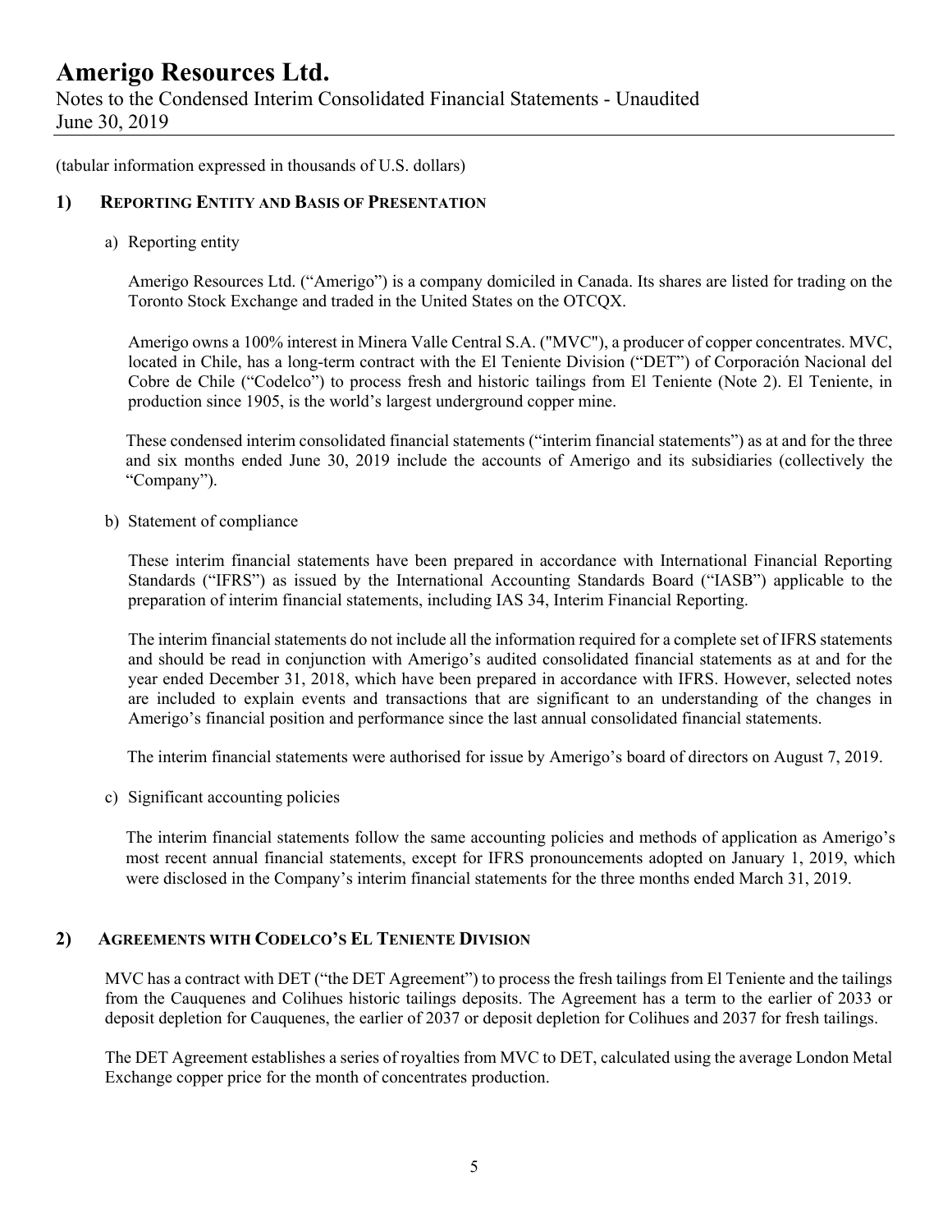# Amerigo Resources Ltd.

Notes to the Condensed Interim Consolidated Financial Statements - Unaudited
June 30, 2019

(tabular information expressed in thousands of U.S. dollars)

## 1) REPORTING ENTITY AND BASIS OF PRESENTATION

a) Reporting entity

Amerigo Resources Ltd. ("Amerigo") is a company domiciled in Canada. Its shares are listed for trading on the Toronto Stock Exchange and traded in the United States on the OTCQX.

Amerigo owns a 100% interest in Minera Valle Central S.A. ("MVC"), a producer of copper concentrates. MVC, located in Chile, has a long-term contract with the El Teniente Division ("DET") of Corporación Nacional del Cobre de Chile ("Codelco") to process fresh and historic tailings from El Teniente (Note 2). El Teniente, in production since 1905, is the world's largest underground copper mine.

These condensed interim consolidated financial statements ("interim financial statements") as at and for the three and six months ended June 30, 2019 include the accounts of Amerigo and its subsidiaries (collectively the "Company").

b) Statement of compliance

These interim financial statements have been prepared in accordance with International Financial Reporting Standards ("IFRS") as issued by the International Accounting Standards Board ("IASB") applicable to the preparation of interim financial statements, including IAS 34, Interim Financial Reporting.

The interim financial statements do not include all the information required for a complete set of IFRS statements and should be read in conjunction with Amerigo's audited consolidated financial statements as at and for the year ended December 31, 2018, which have been prepared in accordance with IFRS. However, selected notes are included to explain events and transactions that are significant to an understanding of the changes in Amerigo's financial position and performance since the last annual consolidated financial statements.

The interim financial statements were authorised for issue by Amerigo's board of directors on August 7, 2019.

c) Significant accounting policies

The interim financial statements follow the same accounting policies and methods of application as Amerigo's most recent annual financial statements, except for IFRS pronouncements adopted on January 1, 2019, which were disclosed in the Company's interim financial statements for the three months ended March 31, 2019.

## 2) AGREEMENTS WITH CODELCO'S EL TENIENTE DIVISION

MVC has a contract with DET ("the DET Agreement") to process the fresh tailings from El Teniente and the tailings from the Cauquenes and Colihues historic tailings deposits. The Agreement has a term to the earlier of 2033 or deposit depletion for Cauquenes, the earlier of 2037 or deposit depletion for Colihues and 2037 for fresh tailings.

The DET Agreement establishes a series of royalties from MVC to DET, calculated using the average London Metal Exchange copper price for the month of concentrates production.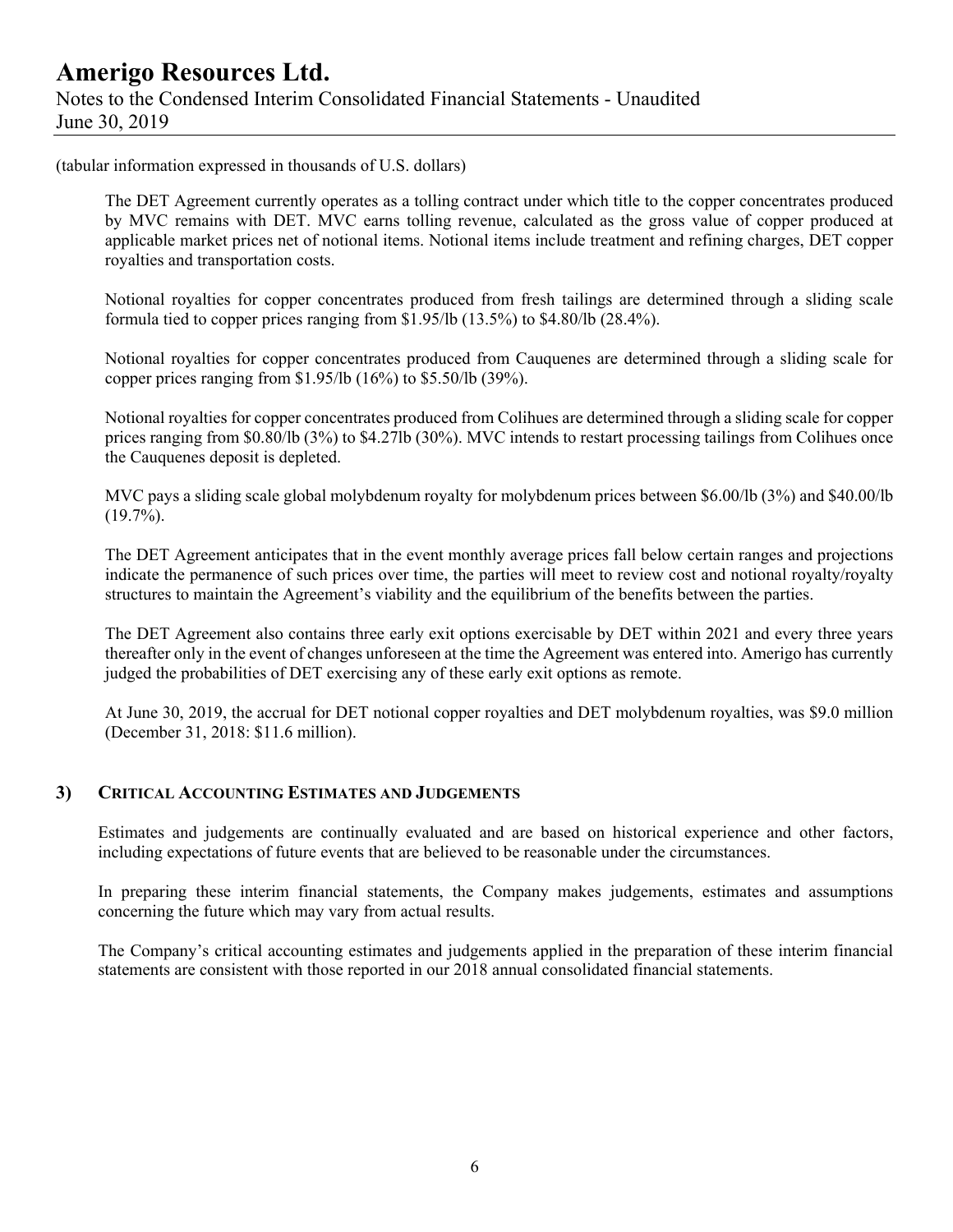(tabular information expressed in thousands of U.S. dollars)

The DET Agreement currently operates as a tolling contract under which title to the copper concentrates produced by MVC remains with DET. MVC earns tolling revenue, calculated as the gross value of copper produced at applicable market prices net of notional items. Notional items include treatment and refining charges, DET copper royalties and transportation costs.

Notional royalties for copper concentrates produced from fresh tailings are determined through a sliding scale formula tied to copper prices ranging from $1.95/lb (13.5%) to $4.80/lb (28.4%).

Notional royalties for copper concentrates produced from Cauquenes are determined through a sliding scale for copper prices ranging from $1.95/lb (16%) to $5.50/lb (39%).

Notional royalties for copper concentrates produced from Colihues are determined through a sliding scale for copper prices ranging from $0.80/lb (3%) to $4.27lb (30%). MVC intends to restart processing tailings from Colihues once the Cauquenes deposit is depleted.

MVC pays a sliding scale global molybdenum royalty for molybdenum prices between $6.00/lb (3%) and $40.00/lb (19.7%).

The DET Agreement anticipates that in the event monthly average prices fall below certain ranges and projections indicate the permanence of such prices over time, the parties will meet to review cost and notional royalty/royalty structures to maintain the Agreement's viability and the equilibrium of the benefits between the parties.

The DET Agreement also contains three early exit options exercisable by DET within 2021 and every three years thereafter only in the event of changes unforeseen at the time the Agreement was entered into. Amerigo has currently judged the probabilities of DET exercising any of these early exit options as remote.

At June 30, 2019, the accrual for DET notional copper royalties and DET molybdenum royalties, was $9.0 million (December 31, 2018: $11.6 million).

## 3) Critical Accounting Estimates and Judgements

Estimates and judgements are continually evaluated and are based on historical experience and other factors, including expectations of future events that are believed to be reasonable under the circumstances.

In preparing these interim financial statements, the Company makes judgements, estimates and assumptions concerning the future which may vary from actual results.

The Company's critical accounting estimates and judgements applied in the preparation of these interim financial statements are consistent with those reported in our 2018 annual consolidated financial statements.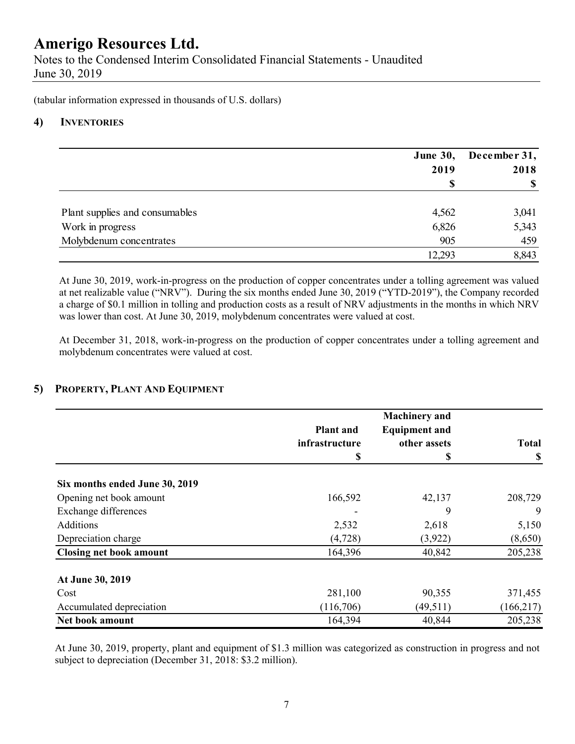(tabular information expressed in thousands of U.S. dollars)

## 4) INVENTORIES

| | June 30, 2019 $ | December 31, 2018 $ |
|---|---|---|
| Plant supplies and consumables | 4,562 | 3,041 |
| Work in progress | 6,826 | 5,343 |
| Molybdenum concentrates | 905 | 459 |
| | 12,293 | 8,843 |

At June 30, 2019, work-in-progress on the production of copper concentrates under a tolling agreement was valued at net realizable value ("NRV"). During the six months ended June 30, 2019 ("YTD-2019"), the Company recorded a charge of $0.1 million in tolling and production costs as a result of NRV adjustments in the months in which NRV was lower than cost. At June 30, 2019, molybdenum concentrates were valued at cost.

At December 31, 2018, work-in-progress on the production of copper concentrates under a tolling agreement and molybdenum concentrates were valued at cost.

## 5) PROPERTY, PLANT AND EQUIPMENT

| | Plant and infrastructure $ | Machinery and Equipment and other assets $ | Total $ |
|---|---|---|---|
| **Six months ended June 30, 2019** | | | |
| Opening net book amount | 166,592 | 42,137 | 208,729 |
| Exchange differences | - | 9 | 9 |
| Additions | 2,532 | 2,618 | 5,150 |
| Depreciation charge | (4,728) | (3,922) | (8,650) |
| **Closing net book amount** | 164,396 | 40,842 | 205,238 |
| **At June 30, 2019** | | | |
| Cost | 281,100 | 90,355 | 371,455 |
| Accumulated depreciation | (116,706) | (49,511) | (166,217) |
| **Net book amount** | 164,394 | 40,844 | 205,238 |

At June 30, 2019, property, plant and equipment of $1.3 million was categorized as construction in progress and not subject to depreciation (December 31, 2018: $3.2 million).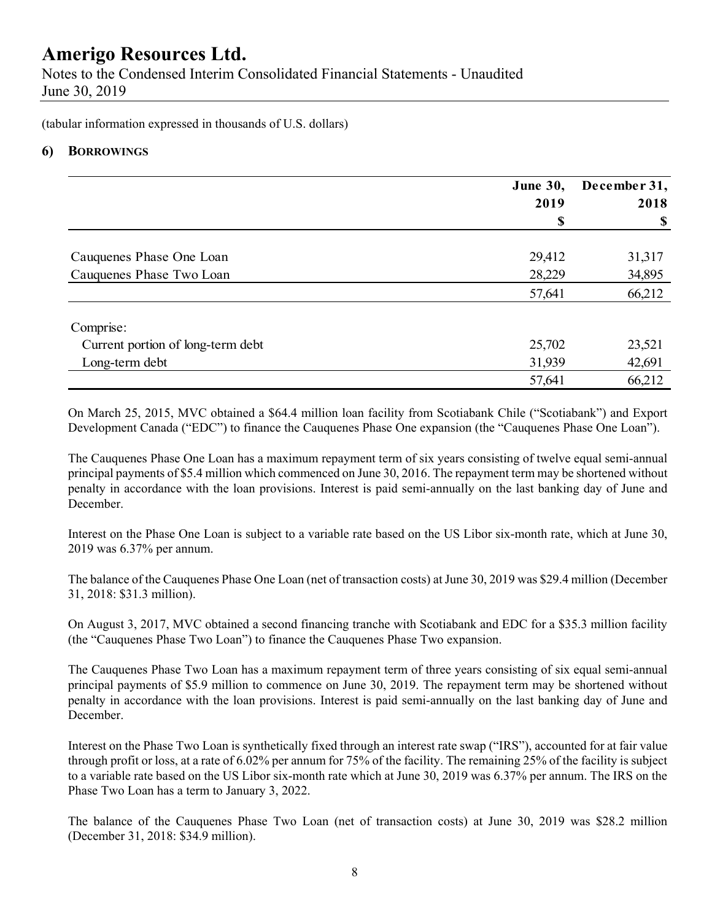(tabular information expressed in thousands of U.S. dollars)

## 6) BORROWINGS

| | June 30, 2019 $ | December 31, 2018 $ |
|---|---|---|
| Cauquenes Phase One Loan | 29,412 | 31,317 |
| Cauquenes Phase Two Loan | 28,229 | 34,895 |
| | 57,641 | 66,212 |
| Comprise: | | |
| Current portion of long-term debt | 25,702 | 23,521 |
| Long-term debt | 31,939 | 42,691 |
| | 57,641 | 66,212 |

On March 25, 2015, MVC obtained a $64.4 million loan facility from Scotiabank Chile ("Scotiabank") and Export Development Canada ("EDC") to finance the Cauquenes Phase One expansion (the "Cauquenes Phase One Loan").

The Cauquenes Phase One Loan has a maximum repayment term of six years consisting of twelve equal semi-annual principal payments of $5.4 million which commenced on June 30, 2016. The repayment term may be shortened without penalty in accordance with the loan provisions. Interest is paid semi-annually on the last banking day of June and December.

Interest on the Phase One Loan is subject to a variable rate based on the US Libor six-month rate, which at June 30, 2019 was 6.37% per annum.

The balance of the Cauquenes Phase One Loan (net of transaction costs) at June 30, 2019 was $29.4 million (December 31, 2018: $31.3 million).

On August 3, 2017, MVC obtained a second financing tranche with Scotiabank and EDC for a $35.3 million facility (the "Cauquenes Phase Two Loan") to finance the Cauquenes Phase Two expansion.

The Cauquenes Phase Two Loan has a maximum repayment term of three years consisting of six equal semi-annual principal payments of $5.9 million to commence on June 30, 2019. The repayment term may be shortened without penalty in accordance with the loan provisions. Interest is paid semi-annually on the last banking day of June and December.

Interest on the Phase Two Loan is synthetically fixed through an interest rate swap ("IRS"), accounted for at fair value through profit or loss, at a rate of 6.02% per annum for 75% of the facility. The remaining 25% of the facility is subject to a variable rate based on the US Libor six-month rate which at June 30, 2019 was 6.37% per annum. The IRS on the Phase Two Loan has a term to January 3, 2022.

The balance of the Cauquenes Phase Two Loan (net of transaction costs) at June 30, 2019 was $28.2 million (December 31, 2018: $34.9 million).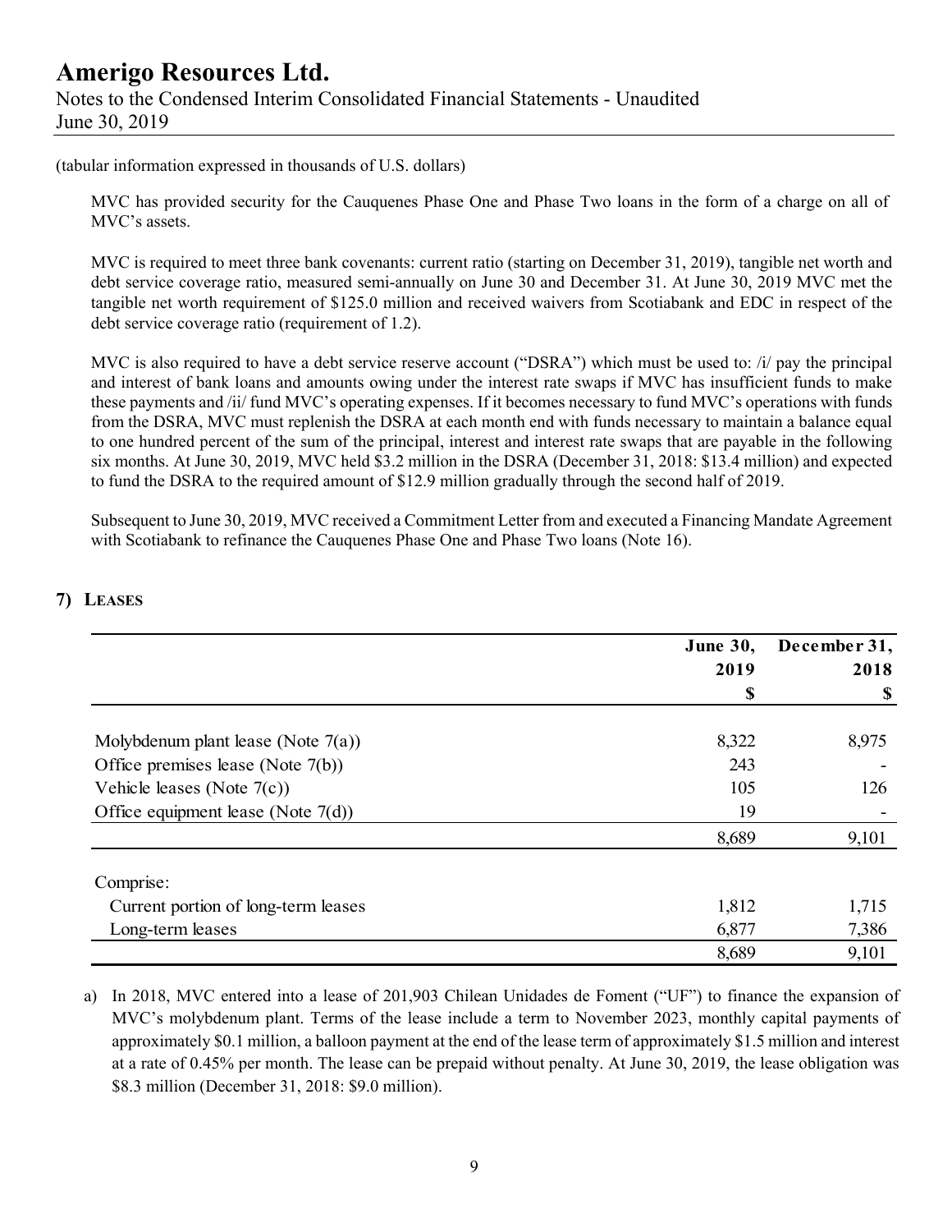(tabular information expressed in thousands of U.S. dollars)

MVC has provided security for the Cauquenes Phase One and Phase Two loans in the form of a charge on all of MVC's assets.

MVC is required to meet three bank covenants: current ratio (starting on December 31, 2019), tangible net worth and debt service coverage ratio, measured semi-annually on June 30 and December 31. At June 30, 2019 MVC met the tangible net worth requirement of $125.0 million and received waivers from Scotiabank and EDC in respect of the debt service coverage ratio (requirement of 1.2).

MVC is also required to have a debt service reserve account ("DSRA") which must be used to: /i/ pay the principal and interest of bank loans and amounts owing under the interest rate swaps if MVC has insufficient funds to make these payments and /ii/ fund MVC's operating expenses. If it becomes necessary to fund MVC's operations with funds from the DSRA, MVC must replenish the DSRA at each month end with funds necessary to maintain a balance equal to one hundred percent of the sum of the principal, interest and interest rate swaps that are payable in the following six months. At June 30, 2019, MVC held $3.2 million in the DSRA (December 31, 2018: $13.4 million) and expected to fund the DSRA to the required amount of $12.9 million gradually through the second half of 2019.

Subsequent to June 30, 2019, MVC received a Commitment Letter from and executed a Financing Mandate Agreement with Scotiabank to refinance the Cauquenes Phase One and Phase Two loans (Note 16).

## 7) LEASES

| | June 30, 2019 $ | December 31, 2018 $ |
|---|---|---|
| Molybdenum plant lease (Note 7(a)) | 8,322 | 8,975 |
| Office premises lease (Note 7(b)) | 243 | - |
| Vehicle leases (Note 7(c)) | 105 | 126 |
| Office equipment lease (Note 7(d)) | 19 | - |
| | 8,689 | 9,101 |
| Comprise: | | |
| Current portion of long-term leases | 1,812 | 1,715 |
| Long-term leases | 6,877 | 7,386 |
| | 8,689 | 9,101 |

a) In 2018, MVC entered into a lease of 201,903 Chilean Unidades de Foment ("UF") to finance the expansion of MVC's molybdenum plant. Terms of the lease include a term to November 2023, monthly capital payments of approximately $0.1 million, a balloon payment at the end of the lease term of approximately $1.5 million and interest at a rate of 0.45% per month. The lease can be prepaid without penalty. At June 30, 2019, the lease obligation was $8.3 million (December 31, 2018: $9.0 million).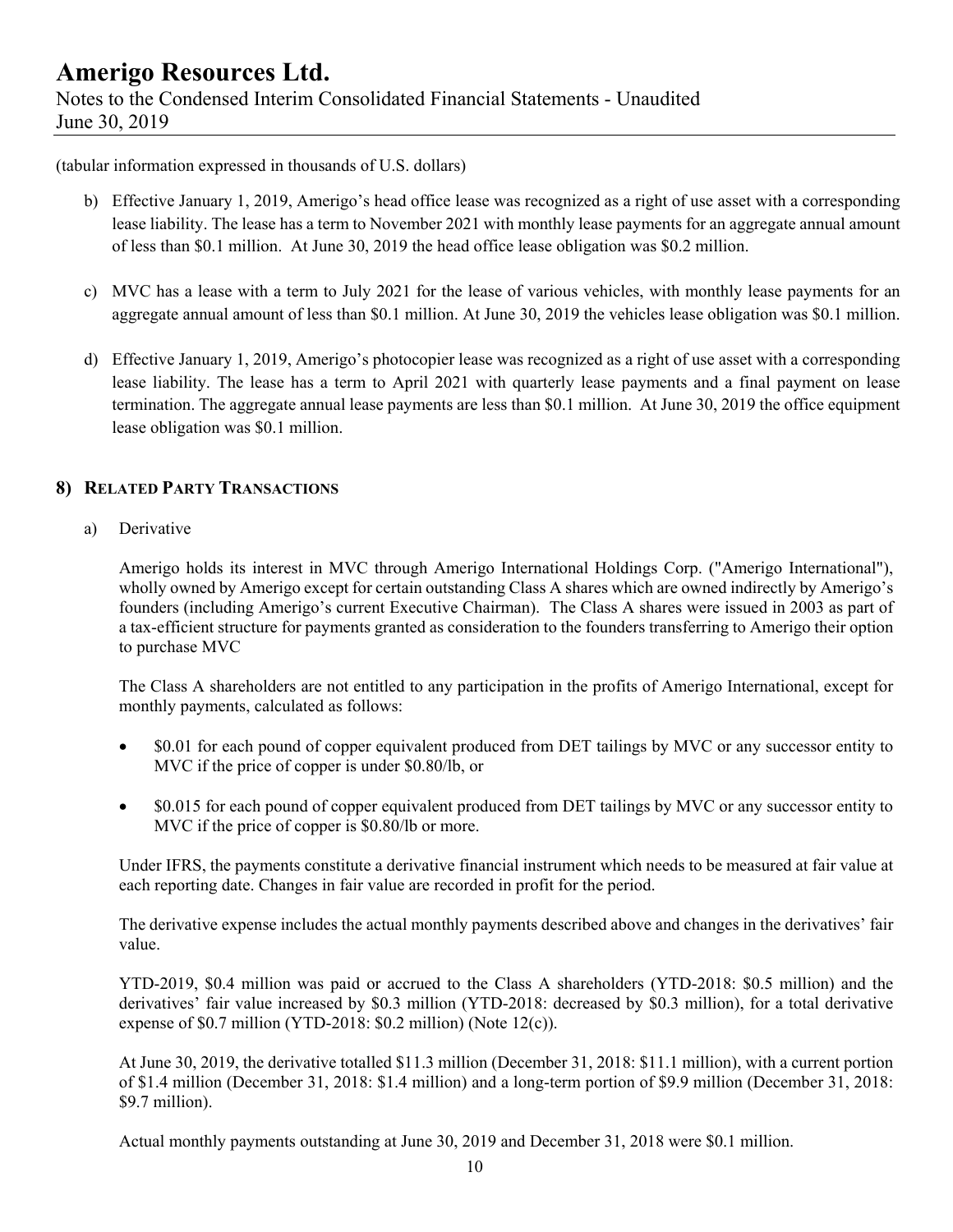(tabular information expressed in thousands of U.S. dollars)

b) Effective January 1, 2019, Amerigo's head office lease was recognized as a right of use asset with a corresponding lease liability. The lease has a term to November 2021 with monthly lease payments for an aggregate annual amount of less than $0.1 million. At June 30, 2019 the head office lease obligation was $0.2 million.

c) MVC has a lease with a term to July 2021 for the lease of various vehicles, with monthly lease payments for an aggregate annual amount of less than $0.1 million. At June 30, 2019 the vehicles lease obligation was $0.1 million.

d) Effective January 1, 2019, Amerigo's photocopier lease was recognized as a right of use asset with a corresponding lease liability. The lease has a term to April 2021 with quarterly lease payments and a final payment on lease termination. The aggregate annual lease payments are less than $0.1 million. At June 30, 2019 the office equipment lease obligation was $0.1 million.

## 8) RELATED PARTY TRANSACTIONS

a) Derivative

Amerigo holds its interest in MVC through Amerigo International Holdings Corp. ("Amerigo International"), wholly owned by Amerigo except for certain outstanding Class A shares which are owned indirectly by Amerigo's founders (including Amerigo's current Executive Chairman). The Class A shares were issued in 2003 as part of a tax-efficient structure for payments granted as consideration to the founders transferring to Amerigo their option to purchase MVC

The Class A shareholders are not entitled to any participation in the profits of Amerigo International, except for monthly payments, calculated as follows:

- $0.01 for each pound of copper equivalent produced from DET tailings by MVC or any successor entity to MVC if the price of copper is under $0.80/lb, or
- $0.015 for each pound of copper equivalent produced from DET tailings by MVC or any successor entity to MVC if the price of copper is $0.80/lb or more.

Under IFRS, the payments constitute a derivative financial instrument which needs to be measured at fair value at each reporting date. Changes in fair value are recorded in profit for the period.

The derivative expense includes the actual monthly payments described above and changes in the derivatives' fair value.

YTD-2019, $0.4 million was paid or accrued to the Class A shareholders (YTD-2018: $0.5 million) and the derivatives' fair value increased by $0.3 million (YTD-2018: decreased by $0.3 million), for a total derivative expense of $0.7 million (YTD-2018: $0.2 million) (Note 12(c)).

At June 30, 2019, the derivative totalled $11.3 million (December 31, 2018: $11.1 million), with a current portion of $1.4 million (December 31, 2018: $1.4 million) and a long-term portion of $9.9 million (December 31, 2018: $9.7 million).

Actual monthly payments outstanding at June 30, 2019 and December 31, 2018 were $0.1 million.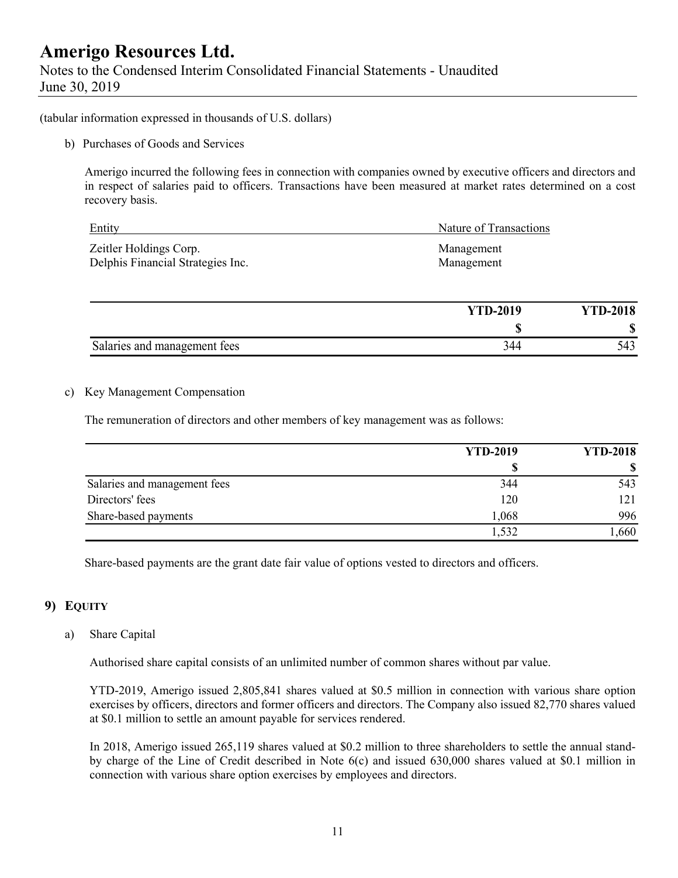(tabular information expressed in thousands of U.S. dollars)

b) Purchases of Goods and Services

Amerigo incurred the following fees in connection with companies owned by executive officers and directors and in respect of salaries paid to officers. Transactions have been measured at market rates determined on a cost recovery basis.

| Entity | Nature of Transactions |
|---|---|
| Zeitler Holdings Corp. | Management |
| Delphis Financial Strategies Inc. | Management |

| | YTD-2019 | YTD-2018 |
|---|---|---|
| | $ | $ |
| Salaries and management fees | 344 | 543 |

c) Key Management Compensation

The remuneration of directors and other members of key management was as follows:

| | YTD-2019 | YTD-2018 |
|---|---|---|
| | $ | $ |
| Salaries and management fees | 344 | 543 |
| Directors' fees | 120 | 121 |
| Share-based payments | 1,068 | 996 |
| | 1,532 | 1,660 |

Share-based payments are the grant date fair value of options vested to directors and officers.

## 9) EQUITY

a) Share Capital

Authorised share capital consists of an unlimited number of common shares without par value.

YTD-2019, Amerigo issued 2,805,841 shares valued at $0.5 million in connection with various share option exercises by officers, directors and former officers and directors. The Company also issued 82,770 shares valued at $0.1 million to settle an amount payable for services rendered.

In 2018, Amerigo issued 265,119 shares valued at $0.2 million to three shareholders to settle the annual stand-by charge of the Line of Credit described in Note 6(c) and issued 630,000 shares valued at $0.1 million in connection with various share option exercises by employees and directors.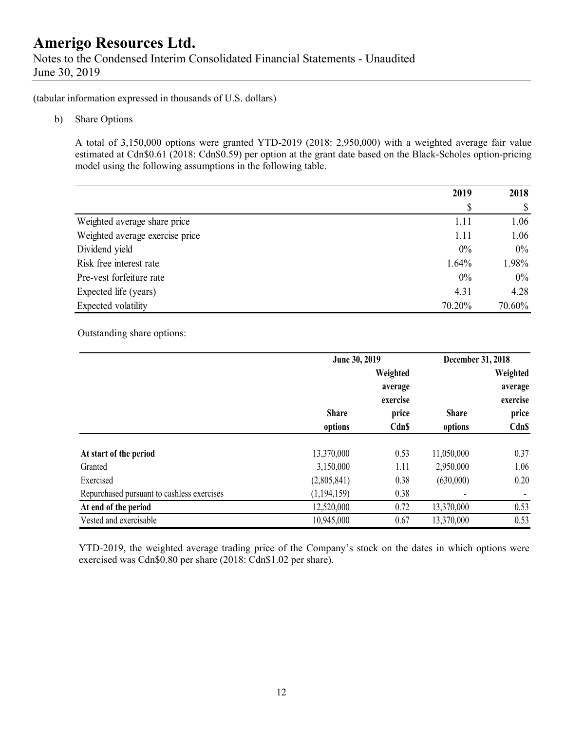(tabular information expressed in thousands of U.S. dollars)

b) Share Options

A total of 3,150,000 options were granted YTD-2019 (2018: 2,950,000) with a weighted average fair value estimated at Cdn$0.61 (2018: Cdn$0.59) per option at the grant date based on the Black-Scholes option-pricing model using the following assumptions in the following table.

| | 2019 | 2018 |
|---|---|---|
| | $ | $ |
| Weighted average share price | 1.11 | 1.06 |
| Weighted average exercise price | 1.11 | 1.06 |
| Dividend yield | 0% | 0% |
| Risk free interest rate | 1.64% | 1.98% |
| Pre-vest forfeiture rate | 0% | 0% |
| Expected life (years) | 4.31 | 4.28 |
| Expected volatility | 70.20% | 70.60% |

Outstanding share options:

| | June 30, 2019 | | December 31, 2018 | |
|---|---|---|---|---|
| | Share options | Weighted average exercise price Cdn$ | Share options | Weighted average exercise price Cdn$ |
| **At start of the period** | 13,370,000 | 0.53 | 11,050,000 | 0.37 |
| Granted | 3,150,000 | 1.11 | 2,950,000 | 1.06 |
| Exercised | (2,805,841) | 0.38 | (630,000) | 0.20 |
| Repurchased pursuant to cashless exercises | (1,194,159) | 0.38 | - | - |
| **At end of the period** | 12,520,000 | 0.72 | 13,370,000 | 0.53 |
| Vested and exercisable | 10,945,000 | 0.67 | 13,370,000 | 0.53 |

YTD-2019, the weighted average trading price of the Company's stock on the dates in which options were exercised was Cdn$0.80 per share (2018: Cdn$1.02 per share).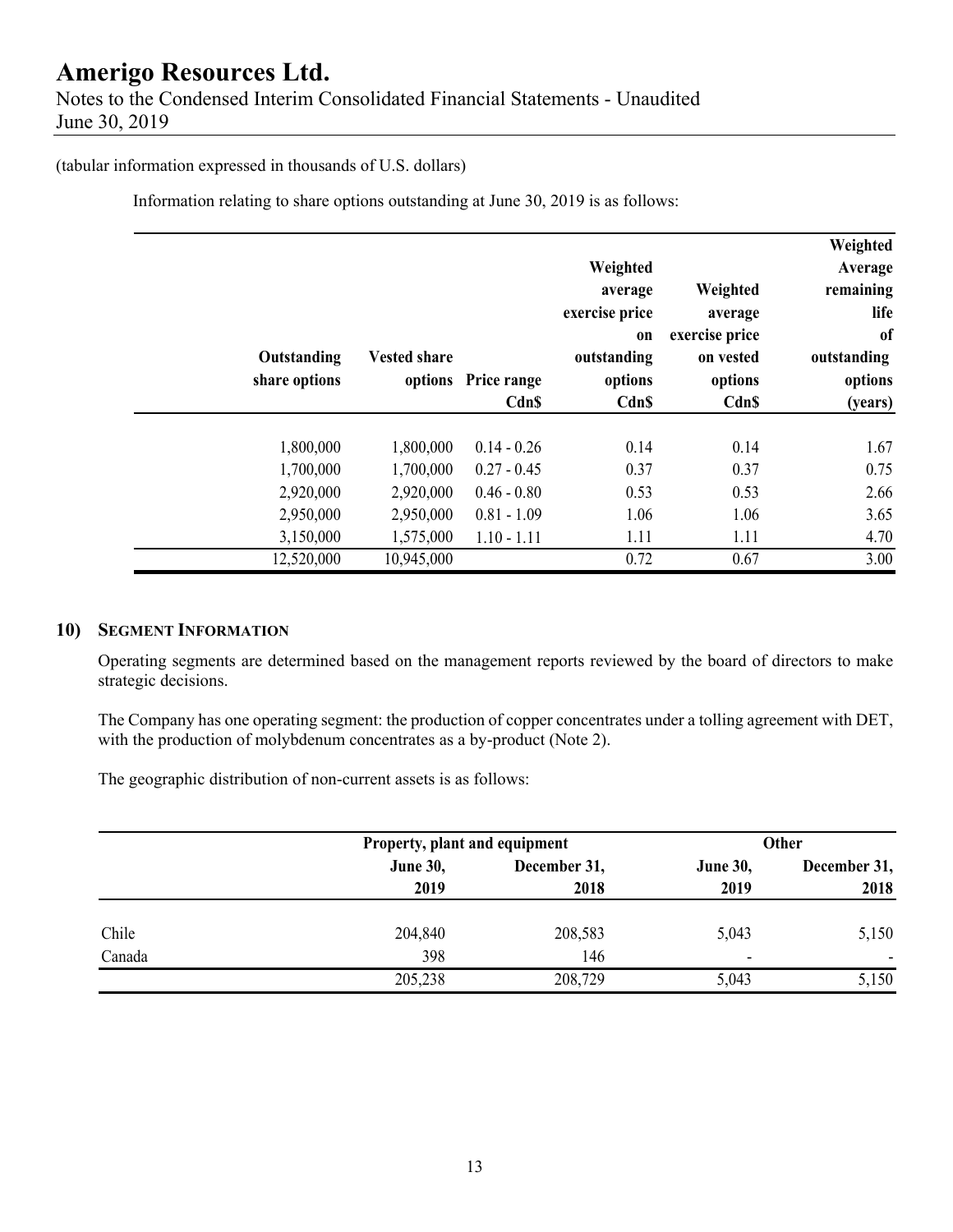(tabular information expressed in thousands of U.S. dollars)

Information relating to share options outstanding at June 30, 2019 is as follows:

| Outstanding share options | Vested share options | Price range Cdn$ | Weighted average exercise price on outstanding options Cdn$ | Weighted average exercise price on vested options Cdn$ | Weighted Average remaining life of outstanding options (years) |
|---|---|---|---|---|---|
| 1,800,000 | 1,800,000 | 0.14 - 0.26 | 0.14 | 0.14 | 1.67 |
| 1,700,000 | 1,700,000 | 0.27 - 0.45 | 0.37 | 0.37 | 0.75 |
| 2,920,000 | 2,920,000 | 0.46 - 0.80 | 0.53 | 0.53 | 2.66 |
| 2,950,000 | 2,950,000 | 0.81 - 1.09 | 1.06 | 1.06 | 3.65 |
| 3,150,000 | 1,575,000 | 1.10 - 1.11 | 1.11 | 1.11 | 4.70 |
| 12,520,000 | 10,945,000 | | 0.72 | 0.67 | 3.00 |

## 10) Segment Information

Operating segments are determined based on the management reports reviewed by the board of directors to make strategic decisions.

The Company has one operating segment: the production of copper concentrates under a tolling agreement with DET, with the production of molybdenum concentrates as a by-product (Note 2).

The geographic distribution of non-current assets is as follows:

| | Property, plant and equipment | | Other | |
|---|---|---|---|---|
| | June 30, 2019 | December 31, 2018 | June 30, 2019 | December 31, 2018 |
| Chile | 204,840 | 208,583 | 5,043 | 5,150 |
| Canada | 398 | 146 | - | - |
| | 205,238 | 208,729 | 5,043 | 5,150 |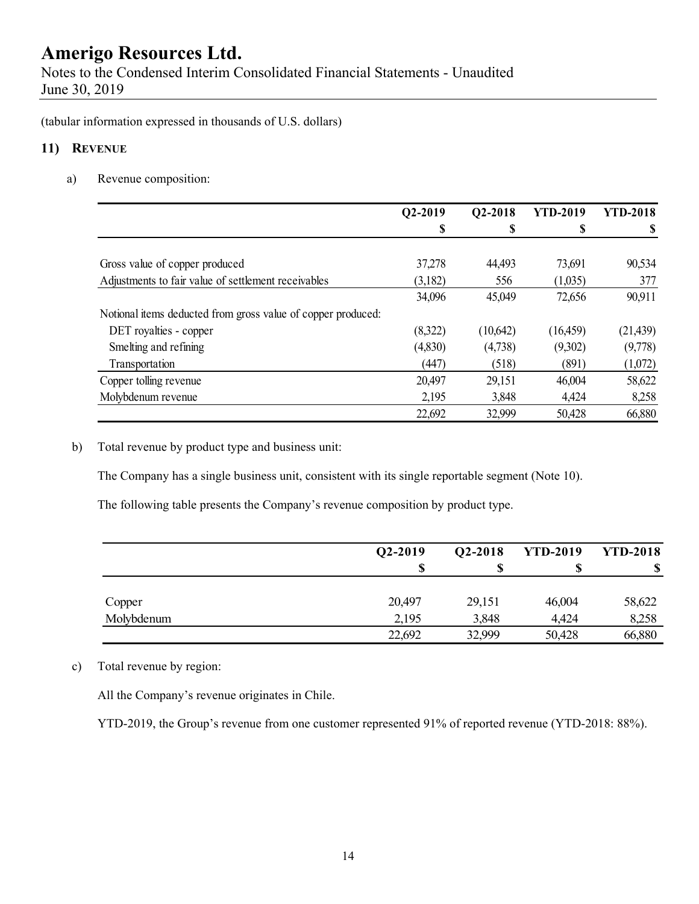# Amerigo Resources Ltd.

Notes to the Condensed Interim Consolidated Financial Statements - Unaudited
June 30, 2019

(tabular information expressed in thousands of U.S. dollars)

## 11) REVENUE

a) Revenue composition:

| | Q2-2019 | Q2-2018 | YTD-2019 | YTD-2018 |
|---|---|---|---|---|
| | $ | $ | $ | $ |
| Gross value of copper produced | 37,278 | 44,493 | 73,691 | 90,534 |
| Adjustments to fair value of settlement receivables | (3,182) | 556 | (1,035) | 377 |
| | 34,096 | 45,049 | 72,656 | 90,911 |
| Notional items deducted from gross value of copper produced: | | | | |
| DET royalties - copper | (8,322) | (10,642) | (16,459) | (21,439) |
| Smelting and refining | (4,830) | (4,738) | (9,302) | (9,778) |
| Transportation | (447) | (518) | (891) | (1,072) |
| Copper tolling revenue | 20,497 | 29,151 | 46,004 | 58,622 |
| Molybdenum revenue | 2,195 | 3,848 | 4,424 | 8,258 |
| | 22,692 | 32,999 | 50,428 | 66,880 |

b) Total revenue by product type and business unit:

The Company has a single business unit, consistent with its single reportable segment (Note 10).

The following table presents the Company's revenue composition by product type.

| | Q2-2019 | Q2-2018 | YTD-2019 | YTD-2018 |
|---|---|---|---|---|
| | $ | $ | $ | $ |
| Copper | 20,497 | 29,151 | 46,004 | 58,622 |
| Molybdenum | 2,195 | 3,848 | 4,424 | 8,258 |
| | 22,692 | 32,999 | 50,428 | 66,880 |

c) Total revenue by region:

All the Company's revenue originates in Chile.

YTD-2019, the Group's revenue from one customer represented 91% of reported revenue (YTD-2018: 88%).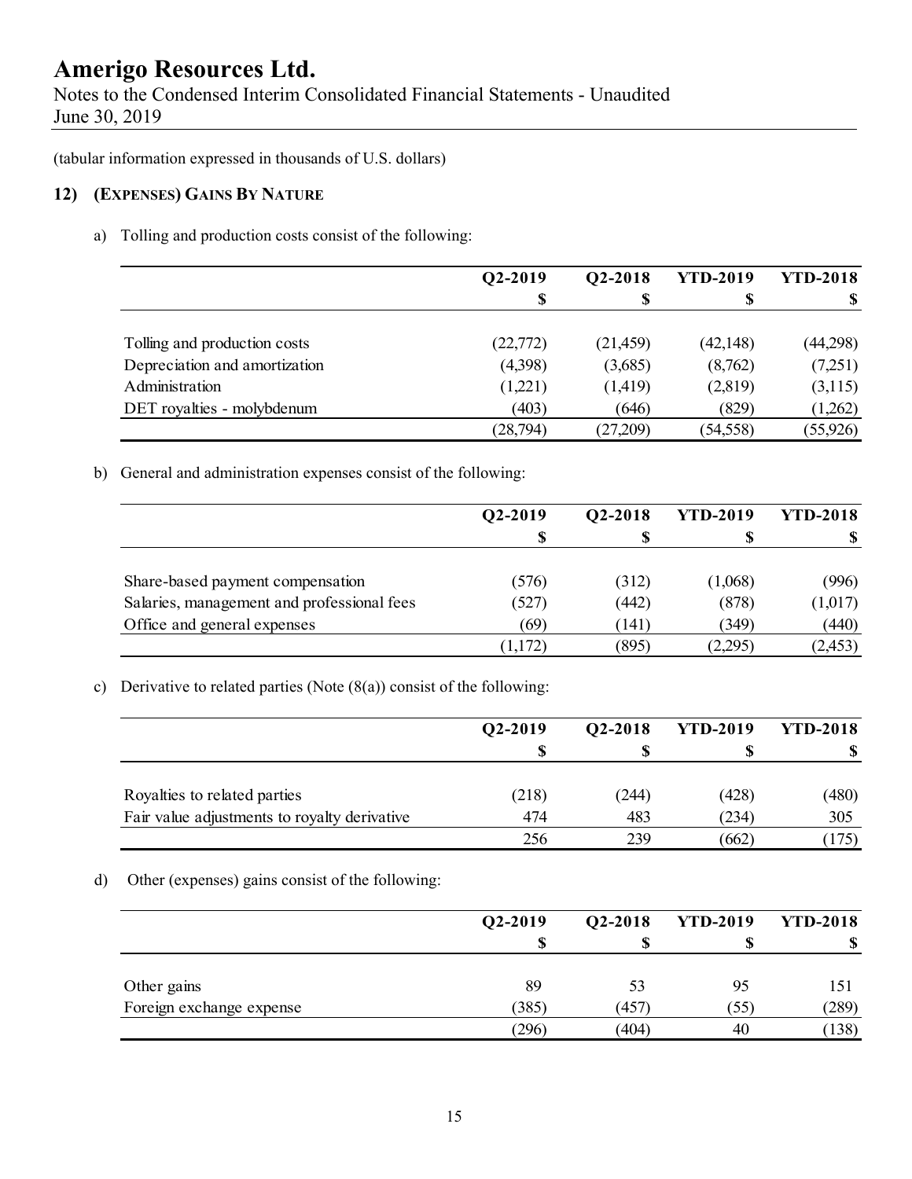# Amerigo Resources Ltd.

Notes to the Condensed Interim Consolidated Financial Statements - Unaudited
June 30, 2019

(tabular information expressed in thousands of U.S. dollars)

## 12) (EXPENSES) GAINS BY NATURE

a) Tolling and production costs consist of the following:

| | Q2-2019 | Q2-2018 | YTD-2019 | YTD-2018 |
|---|---|---|---|---|
| | $ | $ | $ | $ |
| Tolling and production costs | (22,772) | (21,459) | (42,148) | (44,298) |
| Depreciation and amortization | (4,398) | (3,685) | (8,762) | (7,251) |
| Administration | (1,221) | (1,419) | (2,819) | (3,115) |
| DET royalties - molybdenum | (403) | (646) | (829) | (1,262) |
| | (28,794) | (27,209) | (54,558) | (55,926) |

b) General and administration expenses consist of the following:

| | Q2-2019 | Q2-2018 | YTD-2019 | YTD-2018 |
|---|---|---|---|---|
| | $ | $ | $ | $ |
| Share-based payment compensation | (576) | (312) | (1,068) | (996) |
| Salaries, management and professional fees | (527) | (442) | (878) | (1,017) |
| Office and general expenses | (69) | (141) | (349) | (440) |
| | (1,172) | (895) | (2,295) | (2,453) |

c) Derivative to related parties (Note (8(a)) consist of the following:

| | Q2-2019 | Q2-2018 | YTD-2019 | YTD-2018 |
|---|---|---|---|---|
| | $ | $ | $ | $ |
| Royalties to related parties | (218) | (244) | (428) | (480) |
| Fair value adjustments to royalty derivative | 474 | 483 | (234) | 305 |
| | 256 | 239 | (662) | (175) |

d) Other (expenses) gains consist of the following:

| | Q2-2019 | Q2-2018 | YTD-2019 | YTD-2018 |
|---|---|---|---|---|
| | $ | $ | $ | $ |
| Other gains | 89 | 53 | 95 | 151 |
| Foreign exchange expense | (385) | (457) | (55) | (289) |
| | (296) | (404) | 40 | (138) |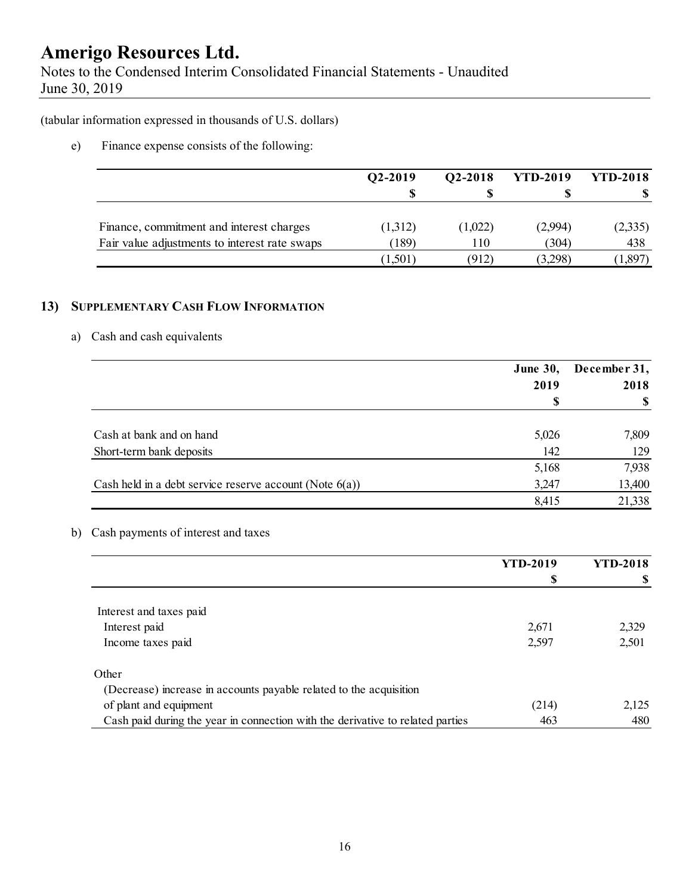(tabular information expressed in thousands of U.S. dollars)

e) Finance expense consists of the following:

| | Q2-2019 | Q2-2018 | YTD-2019 | YTD-2018 |
|---|---|---|---|---|
| | $ | $ | $ | $ |
| Finance, commitment and interest charges | (1,312) | (1,022) | (2,994) | (2,335) |
| Fair value adjustments to interest rate swaps | (189) | 110 | (304) | 438 |
| | (1,501) | (912) | (3,298) | (1,897) |

## 13) SUPPLEMENTARY CASH FLOW INFORMATION

a) Cash and cash equivalents

| | June 30, 2019 | December 31, 2018 |
|---|---|---|
| | $ | $ |
| Cash at bank and on hand | 5,026 | 7,809 |
| Short-term bank deposits | 142 | 129 |
| | 5,168 | 7,938 |
| Cash held in a debt service reserve account (Note 6(a)) | 3,247 | 13,400 |
| | 8,415 | 21,338 |

b) Cash payments of interest and taxes

| | YTD-2019 | YTD-2018 |
|---|---|---|
| | $ | $ |
| Interest and taxes paid | | |
| Interest paid | 2,671 | 2,329 |
| Income taxes paid | 2,597 | 2,501 |
| Other | | |
| (Decrease) increase in accounts payable related to the acquisition of plant and equipment | (214) | 2,125 |
| Cash paid during the year in connection with the derivative to related parties | 463 | 480 |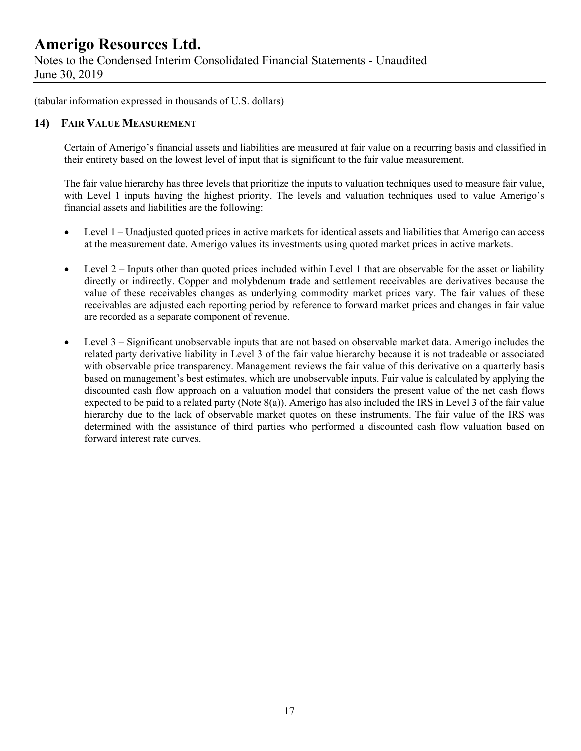(tabular information expressed in thousands of U.S. dollars)

## 14) Fair Value Measurement

Certain of Amerigo's financial assets and liabilities are measured at fair value on a recurring basis and classified in their entirety based on the lowest level of input that is significant to the fair value measurement.

The fair value hierarchy has three levels that prioritize the inputs to valuation techniques used to measure fair value, with Level 1 inputs having the highest priority. The levels and valuation techniques used to value Amerigo's financial assets and liabilities are the following:

- Level 1 – Unadjusted quoted prices in active markets for identical assets and liabilities that Amerigo can access at the measurement date. Amerigo values its investments using quoted market prices in active markets.

- Level 2 – Inputs other than quoted prices included within Level 1 that are observable for the asset or liability directly or indirectly. Copper and molybdenum trade and settlement receivables are derivatives because the value of these receivables changes as underlying commodity market prices vary. The fair values of these receivables are adjusted each reporting period by reference to forward market prices and changes in fair value are recorded as a separate component of revenue.

- Level 3 – Significant unobservable inputs that are not based on observable market data. Amerigo includes the related party derivative liability in Level 3 of the fair value hierarchy because it is not tradeable or associated with observable price transparency. Management reviews the fair value of this derivative on a quarterly basis based on management's best estimates, which are unobservable inputs. Fair value is calculated by applying the discounted cash flow approach on a valuation model that considers the present value of the net cash flows expected to be paid to a related party (Note 8(a)). Amerigo has also included the IRS in Level 3 of the fair value hierarchy due to the lack of observable market quotes on these instruments. The fair value of the IRS was determined with the assistance of third parties who performed a discounted cash flow valuation based on forward interest rate curves.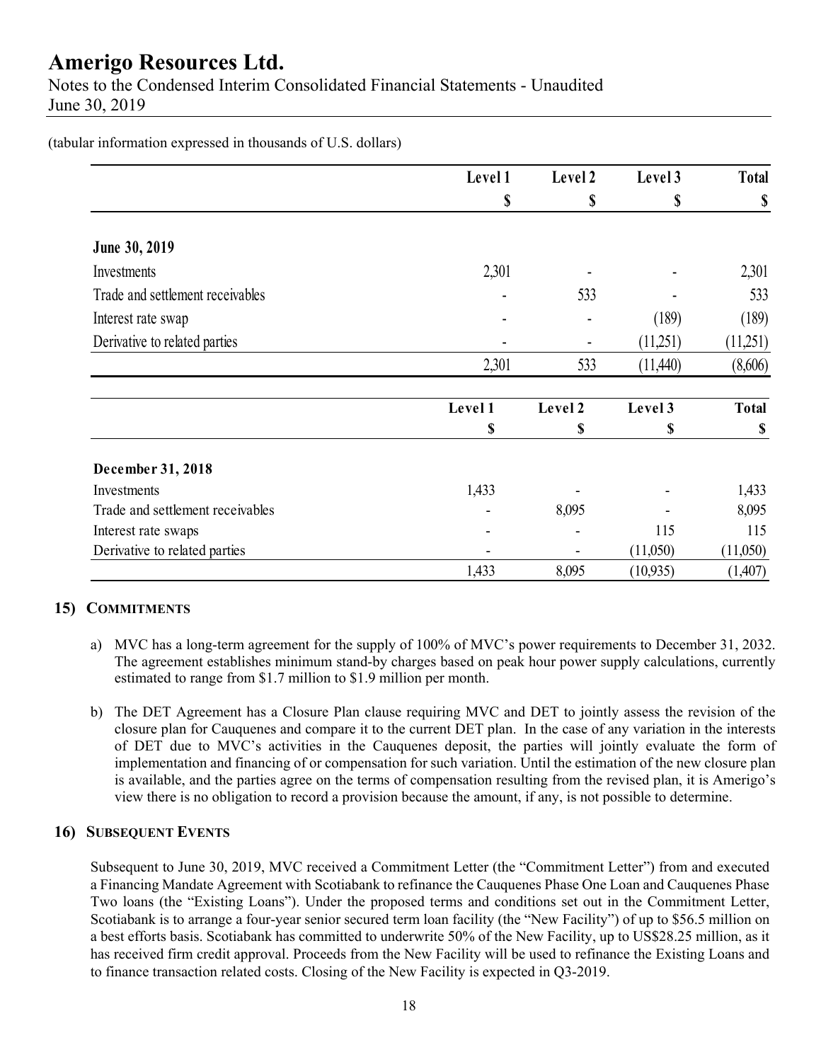(tabular information expressed in thousands of U.S. dollars)

| | Level 1 | Level 2 | Level 3 | Total |
|---|---|---|---|---|
| | $ | $ | $ | $ |
| **June 30, 2019** | | | | |
| Investments | 2,301 | - | - | 2,301 |
| Trade and settlement receivables | - | 533 | - | 533 |
| Interest rate swap | - | - | (189) | (189) |
| Derivative to related parties | - | - | (11,251) | (11,251) |
| | 2,301 | 533 | (11,440) | (8,606) |

| | Level 1 | Level 2 | Level 3 | Total |
|---|---|---|---|---|
| | $ | $ | $ | $ |
| **December 31, 2018** | | | | |
| Investments | 1,433 | - | - | 1,433 |
| Trade and settlement receivables | - | 8,095 | - | 8,095 |
| Interest rate swaps | - | - | 115 | 115 |
| Derivative to related parties | - | - | (11,050) | (11,050) |
| | 1,433 | 8,095 | (10,935) | (1,407) |

## 15) COMMITMENTS

a) MVC has a long-term agreement for the supply of 100% of MVC's power requirements to December 31, 2032. The agreement establishes minimum stand-by charges based on peak hour power supply calculations, currently estimated to range from $1.7 million to $1.9 million per month.

b) The DET Agreement has a Closure Plan clause requiring MVC and DET to jointly assess the revision of the closure plan for Cauquenes and compare it to the current DET plan. In the case of any variation in the interests of DET due to MVC's activities in the Cauquenes deposit, the parties will jointly evaluate the form of implementation and financing of or compensation for such variation. Until the estimation of the new closure plan is available, and the parties agree on the terms of compensation resulting from the revised plan, it is Amerigo's view there is no obligation to record a provision because the amount, if any, is not possible to determine.

## 16) SUBSEQUENT EVENTS

Subsequent to June 30, 2019, MVC received a Commitment Letter (the "Commitment Letter") from and executed a Financing Mandate Agreement with Scotiabank to refinance the Cauquenes Phase One Loan and Cauquenes Phase Two loans (the "Existing Loans"). Under the proposed terms and conditions set out in the Commitment Letter, Scotiabank is to arrange a four-year senior secured term loan facility (the "New Facility") of up to $56.5 million on a best efforts basis. Scotiabank has committed to underwrite 50% of the New Facility, up to US$28.25 million, as it has received firm credit approval. Proceeds from the New Facility will be used to refinance the Existing Loans and to finance transaction related costs. Closing of the New Facility is expected in Q3-2019.